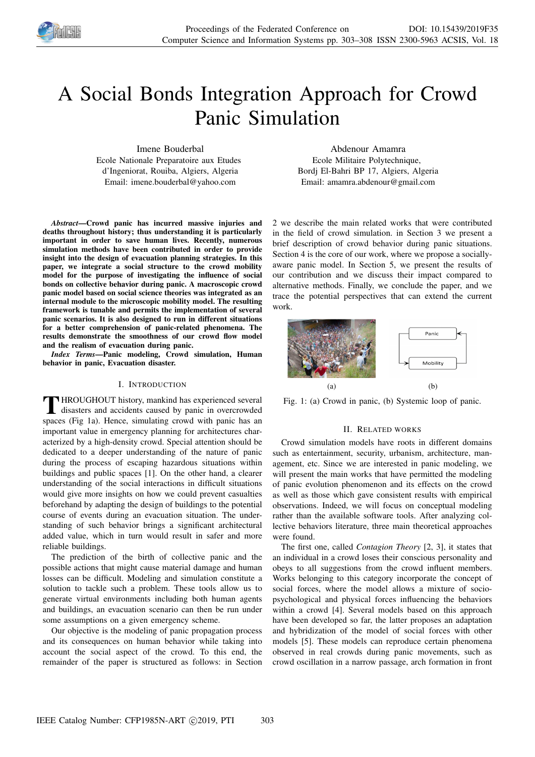# A Social Bonds Integration Approach for Crowd Panic Simulation

Imene Bouderbal
Ecole Nationale Preparatoire aux Etudes d'Ingeniorat, Rouiba, Algiers, Algeria
Email: imene.bouderbal@yahoo.com

Abdenour Amamra
Ecole Militaire Polytechnique, Bordj El-Bahri BP 17, Algiers, Algeria
Email: amamra.abdenour@gmail.com

***Abstract*—Crowd panic has incurred massive injuries and deaths throughout history; thus understanding it is particularly important in order to save human lives. Recently, numerous simulation methods have been contributed in order to provide insight into the design of evacuation planning strategies. In this paper, we integrate a social structure to the crowd mobility model for the purpose of investigating the influence of social bonds on collective behavior during panic. A macroscopic crowd panic model based on social science theories was integrated as an internal module to the microscopic mobility model. The resulting framework is tunable and permits the implementation of several panic scenarios. It is also designed to run in different situations for a better comprehension of panic-related phenomena. The results demonstrate the smoothness of our crowd flow model and the realism of evacuation during panic.**

***Index Terms*—Panic modeling, Crowd simulation, Human behavior in panic, Evacuation disaster.**

## I. Introduction

Throughout history, mankind has experienced several disasters and accidents caused by panic in overcrowded spaces (Fig 1a). Hence, simulating crowd with panic has an important value in emergency planning for architectures characterized by a high-density crowd. Special attention should be dedicated to a deeper understanding of the nature of panic during the process of escaping hazardous situations within buildings and public spaces [1]. On the other hand, a clearer understanding of the social interactions in difficult situations would give more insights on how we could prevent casualties beforehand by adapting the design of buildings to the potential course of events during an evacuation situation. The understanding of such behavior brings a significant architectural added value, which in turn would result in safer and more reliable buildings.

The prediction of the birth of collective panic and the possible actions that might cause material damage and human losses can be difficult. Modeling and simulation constitute a solution to tackle such a problem. These tools allow us to generate virtual environments including both human agents and buildings, an evacuation scenario can then be run under some assumptions on a given emergency scheme.

Our objective is the modeling of panic propagation process and its consequences on human behavior while taking into account the social aspect of the crowd. To this end, the remainder of the paper is structured as follows: in Section 2 we describe the main related works that were contributed in the field of crowd simulation. in Section 3 we present a brief description of crowd behavior during panic situations. Section 4 is the core of our work, where we propose a socially-aware panic model. In Section 5, we present the results of our contribution and we discuss their impact compared to alternative methods. Finally, we conclude the paper, and we trace the potential perspectives that can extend the current work.

(a) (b)

Fig. 1: (a) Crowd in panic, (b) Systemic loop of panic.

## II. Related works

Crowd simulation models have roots in different domains such as entertainment, security, urbanism, architecture, management, etc. Since we are interested in panic modeling, we will present the main works that have permitted the modeling of panic evolution phenomenon and its effects on the crowd as well as those which gave consistent results with empirical observations. Indeed, we will focus on conceptual modeling rather than the available software tools. After analyzing collective behaviors literature, three main theoretical approaches were found.

The first one, called *Contagion Theory* [2, 3], it states that an individual in a crowd loses their conscious personality and obeys to all suggestions from the crowd influent members. Works belonging to this category incorporate the concept of social forces, where the model allows a mixture of socio-psychological and physical forces influencing the behaviors within a crowd [4]. Several models based on this approach have been developed so far, the latter proposes an adaptation and hybridization of the model of social forces with other models [5]. These models can reproduce certain phenomena observed in real crowds during panic movements, such as crowd oscillation in a narrow passage, arch formation in front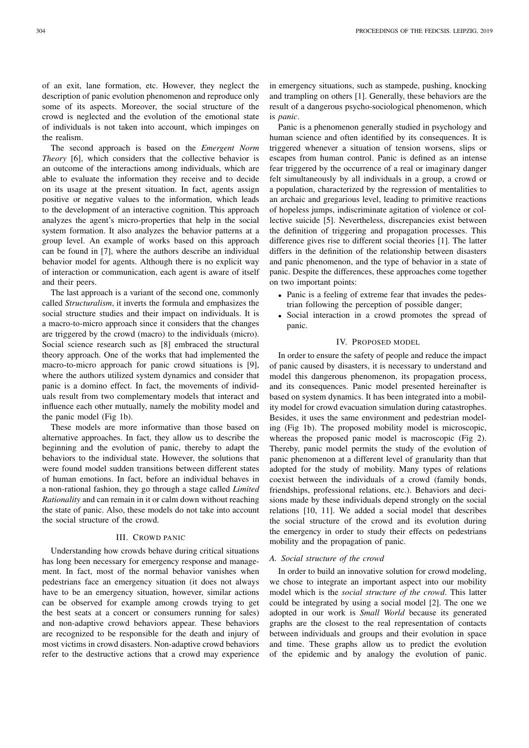of an exit, lane formation, etc. However, they neglect the description of panic evolution phenomenon and reproduce only some of its aspects. Moreover, the social structure of the crowd is neglected and the evolution of the emotional state of individuals is not taken into account, which impinges on the realism.

The second approach is based on the *Emergent Norm Theory* [6], which considers that the collective behavior is an outcome of the interactions among individuals, which are able to evaluate the information they receive and to decide on its usage at the present situation. In fact, agents assign positive or negative values to the information, which leads to the development of an interactive cognition. This approach analyzes the agent's micro-properties that help in the social system formation. It also analyzes the behavior patterns at a group level. An example of works based on this approach can be found in [7], where the authors describe an individual behavior model for agents. Although there is no explicit way of interaction or communication, each agent is aware of itself and their peers.

The last approach is a variant of the second one, commonly called *Structuralism*, it inverts the formula and emphasizes the social structure studies and their impact on individuals. It is a macro-to-micro approach since it considers that the changes are triggered by the crowd (macro) to the individuals (micro). Social science research such as [8] embraced the structural theory approach. One of the works that had implemented the macro-to-micro approach for panic crowd situations is [9], where the authors utilized system dynamics and consider that panic is a domino effect. In fact, the movements of individuals result from two complementary models that interact and influence each other mutually, namely the mobility model and the panic model (Fig 1b).

These models are more informative than those based on alternative approaches. In fact, they allow us to describe the beginning and the evolution of panic, thereby to adapt the behaviors to the individual state. However, the solutions that were found model sudden transitions between different states of human emotions. In fact, before an individual behaves in a non-rational fashion, they go through a stage called *Limited Rationality* and can remain in it or calm down without reaching the state of panic. Also, these models do not take into account the social structure of the crowd.

## III. Crowd panic

Understanding how crowds behave during critical situations has long been necessary for emergency response and management. In fact, most of the normal behavior vanishes when pedestrians face an emergency situation (it does not always have to be an emergency situation, however, similar actions can be observed for example among crowds trying to get the best seats at a concert or consumers running for sales) and non-adaptive crowd behaviors appear. These behaviors are recognized to be responsible for the death and injury of most victims in crowd disasters. Non-adaptive crowd behaviors refer to the destructive actions that a crowd may experience in emergency situations, such as stampede, pushing, knocking and trampling on others [1]. Generally, these behaviors are the result of a dangerous psycho-sociological phenomenon, which is *panic*.

Panic is a phenomenon generally studied in psychology and human science and often identified by its consequences. It is triggered whenever a situation of tension worsens, slips or escapes from human control. Panic is defined as an intense fear triggered by the occurrence of a real or imaginary danger felt simultaneously by all individuals in a group, a crowd or a population, characterized by the regression of mentalities to an archaic and gregarious level, leading to primitive reactions of hopeless jumps, indiscriminate agitation of violence or collective suicide [5]. Nevertheless, discrepancies exist between the definition of triggering and propagation processes. This difference gives rise to different social theories [1]. The latter differs in the definition of the relationship between disasters and panic phenomenon, and the type of behavior in a state of panic. Despite the differences, these approaches come together on two important points:

- Panic is a feeling of extreme fear that invades the pedestrian following the perception of possible danger;
- Social interaction in a crowd promotes the spread of panic.

## IV. Proposed model

In order to ensure the safety of people and reduce the impact of panic caused by disasters, it is necessary to understand and model this dangerous phenomenon, its propagation process, and its consequences. Panic model presented hereinafter is based on system dynamics. It has been integrated into a mobility model for crowd evacuation simulation during catastrophes. Besides, it uses the same environment and pedestrian modeling (Fig 1b). The proposed mobility model is microscopic, whereas the proposed panic model is macroscopic (Fig 2). Thereby, panic model permits the study of the evolution of panic phenomenon at a different level of granularity than that adopted for the study of mobility. Many types of relations coexist between the individuals of a crowd (family bonds, friendships, professional relations, etc.). Behaviors and decisions made by these individuals depend strongly on the social relations [10, 11]. We added a social model that describes the social structure of the crowd and its evolution during the emergency in order to study their effects on pedestrians mobility and the propagation of panic.

### A. Social structure of the crowd

In order to build an innovative solution for crowd modeling, we chose to integrate an important aspect into our mobility model which is the *social structure of the crowd*. This latter could be integrated by using a social model [2]. The one we adopted in our work is *Small World* because its generated graphs are the closest to the real representation of contacts between individuals and groups and their evolution in space and time. These graphs allow us to predict the evolution of the epidemic and by analogy the evolution of panic.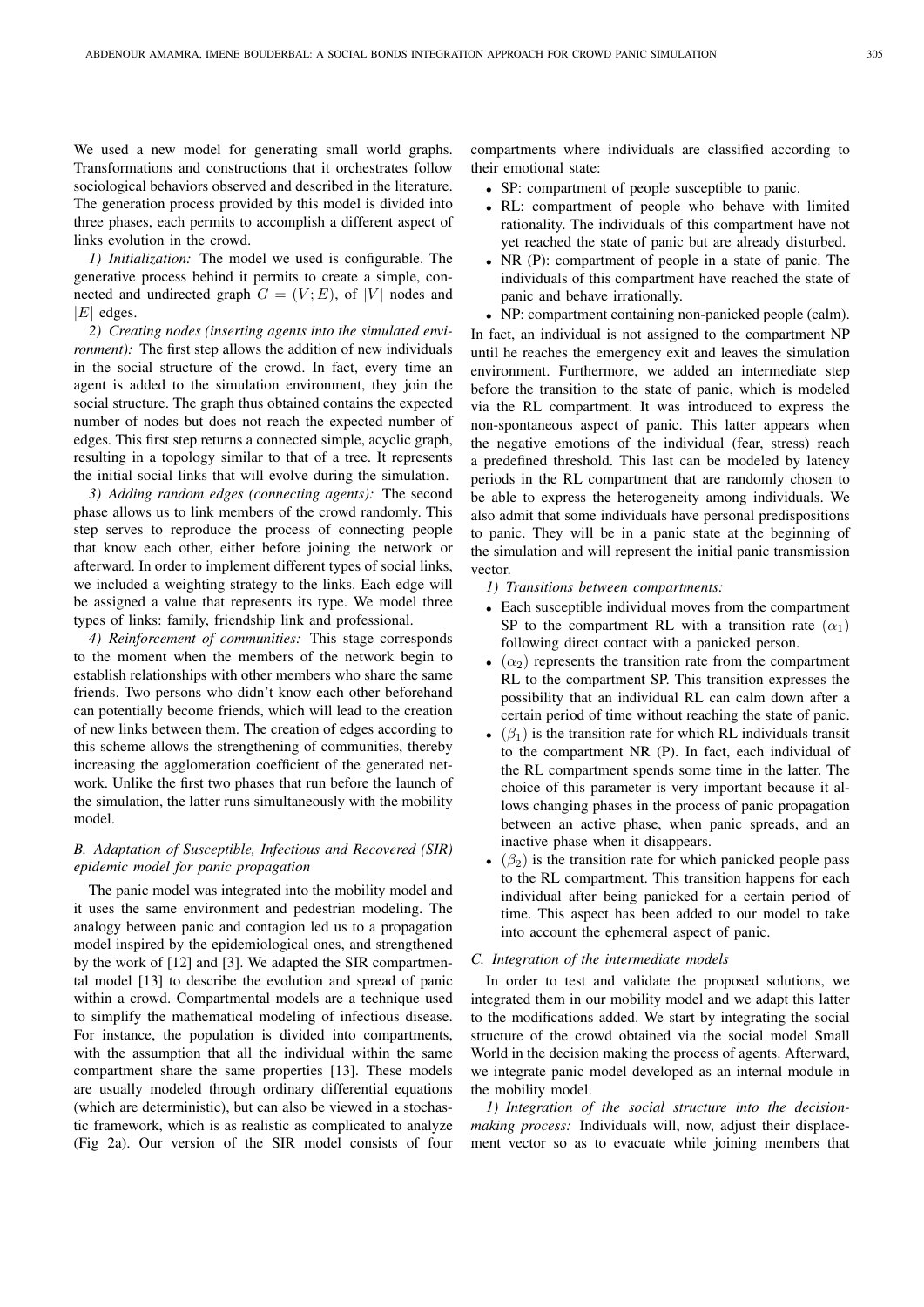We used a new model for generating small world graphs. Transformations and constructions that it orchestrates follow sociological behaviors observed and described in the literature. The generation process provided by this model is divided into three phases, each permits to accomplish a different aspect of links evolution in the crowd.

*1) Initialization:* The model we used is configurable. The generative process behind it permits to create a simple, connected and undirected graph $G = (V; E)$, of $|V|$ nodes and $|E|$ edges.

*2) Creating nodes (inserting agents into the simulated environment):* The first step allows the addition of new individuals in the social structure of the crowd. In fact, every time an agent is added to the simulation environment, they join the social structure. The graph thus obtained contains the expected number of nodes but does not reach the expected number of edges. This first step returns a connected simple, acyclic graph, resulting in a topology similar to that of a tree. It represents the initial social links that will evolve during the simulation.

*3) Adding random edges (connecting agents):* The second phase allows us to link members of the crowd randomly. This step serves to reproduce the process of connecting people that know each other, either before joining the network or afterward. In order to implement different types of social links, we included a weighting strategy to the links. Each edge will be assigned a value that represents its type. We model three types of links: family, friendship link and professional.

*4) Reinforcement of communities:* This stage corresponds to the moment when the members of the network begin to establish relationships with other members who share the same friends. Two persons who didn't know each other beforehand can potentially become friends, which will lead to the creation of new links between them. The creation of edges according to this scheme allows the strengthening of communities, thereby increasing the agglomeration coefficient of the generated network. Unlike the first two phases that run before the launch of the simulation, the latter runs simultaneously with the mobility model.

### B. Adaptation of Susceptible, Infectious and Recovered (SIR) epidemic model for panic propagation

The panic model was integrated into the mobility model and it uses the same environment and pedestrian modeling. The analogy between panic and contagion led us to a propagation model inspired by the epidemiological ones, and strengthened by the work of [12] and [3]. We adapted the SIR compartmental model [13] to describe the evolution and spread of panic within a crowd. Compartmental models are a technique used to simplify the mathematical modeling of infectious disease. For instance, the population is divided into compartments, with the assumption that all the individual within the same compartment share the same properties [13]. These models are usually modeled through ordinary differential equations (which are deterministic), but can also be viewed in a stochastic framework, which is as realistic as complicated to analyze (Fig 2a). Our version of the SIR model consists of four compartments where individuals are classified according to their emotional state:

- SP: compartment of people susceptible to panic.
- RL: compartment of people who behave with limited rationality. The individuals of this compartment have not yet reached the state of panic but are already disturbed.
- NR (P): compartment of people in a state of panic. The individuals of this compartment have reached the state of panic and behave irrationally.
- NP: compartment containing non-panicked people (calm).

In fact, an individual is not assigned to the compartment NP until he reaches the emergency exit and leaves the simulation environment. Furthermore, we added an intermediate step before the transition to the state of panic, which is modeled via the RL compartment. It was introduced to express the non-spontaneous aspect of panic. This latter appears when the negative emotions of the individual (fear, stress) reach a predefined threshold. This last can be modeled by latency periods in the RL compartment that are randomly chosen to be able to express the heterogeneity among individuals. We also admit that some individuals have personal predispositions to panic. They will be in a panic state at the beginning of the simulation and will represent the initial panic transmission vector.

*1) Transitions between compartments:*

- Each susceptible individual moves from the compartment SP to the compartment RL with a transition rate $(\alpha_1)$ following direct contact with a panicked person.
- $(\alpha_2)$ represents the transition rate from the compartment RL to the compartment SP. This transition expresses the possibility that an individual RL can calm down after a certain period of time without reaching the state of panic.
- $(\beta_1)$ is the transition rate for which RL individuals transit to the compartment NR (P). In fact, each individual of the RL compartment spends some time in the latter. The choice of this parameter is very important because it allows changing phases in the process of panic propagation between an active phase, when panic spreads, and an inactive phase when it disappears.
- $(\beta_2)$ is the transition rate for which panicked people pass to the RL compartment. This transition happens for each individual after being panicked for a certain period of time. This aspect has been added to our model to take into account the ephemeral aspect of panic.

### C. Integration of the intermediate models

In order to test and validate the proposed solutions, we integrated them in our mobility model and we adapt this latter to the modifications added. We start by integrating the social structure of the crowd obtained via the social model Small World in the decision making the process of agents. Afterward, we integrate panic model developed as an internal module in the mobility model.

*1) Integration of the social structure into the decision-making process:* Individuals will, now, adjust their displacement vector so as to evacuate while joining members that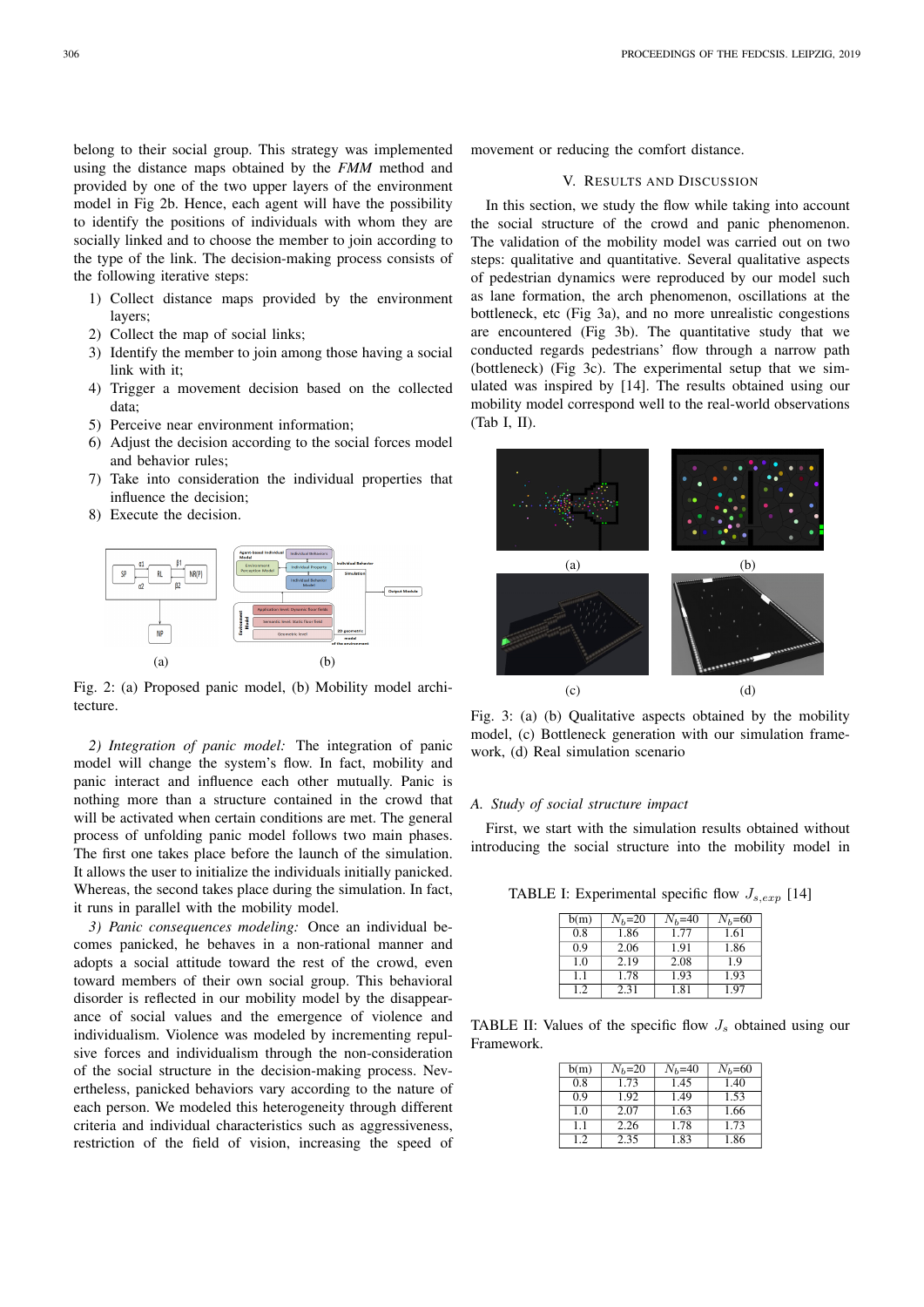belong to their social group. This strategy was implemented using the distance maps obtained by the *FMM* method and provided by one of the two upper layers of the environment model in Fig 2b. Hence, each agent will have the possibility to identify the positions of individuals with whom they are socially linked and to choose the member to join according to the type of the link. The decision-making process consists of the following iterative steps:

1) Collect distance maps provided by the environment layers;
2) Collect the map of social links;
3) Identify the member to join among those having a social link with it;
4) Trigger a movement decision based on the collected data;
5) Perceive near environment information;
6) Adjust the decision according to the social forces model and behavior rules;
7) Take into consideration the individual properties that influence the decision;
8) Execute the decision.

Fig. 2: (a) Proposed panic model, (b) Mobility model architecture.

*2) Integration of panic model:* The integration of panic model will change the system's flow. In fact, mobility and panic interact and influence each other mutually. Panic is nothing more than a structure contained in the crowd that will be activated when certain conditions are met. The general process of unfolding panic model follows two main phases. The first one takes place before the launch of the simulation. It allows the user to initialize the individuals initially panicked. Whereas, the second takes place during the simulation. In fact, it runs in parallel with the mobility model.

*3) Panic consequences modeling:* Once an individual becomes panicked, he behaves in a non-rational manner and adopts a social attitude toward the rest of the crowd, even toward members of their own social group. This behavioral disorder is reflected in our mobility model by the disappearance of social values and the emergence of violence and individualism. Violence was modeled by incrementing repulsive forces and individualism through the non-consideration of the social structure in the decision-making process. Nevertheless, panicked behaviors vary according to the nature of each person. We modeled this heterogeneity through different criteria and individual characteristics such as aggressiveness, restriction of the field of vision, increasing the speed of movement or reducing the comfort distance.

## V. Results and Discussion

In this section, we study the flow while taking into account the social structure of the crowd and panic phenomenon. The validation of the mobility model was carried out on two steps: qualitative and quantitative. Several qualitative aspects of pedestrian dynamics were reproduced by our model such as lane formation, the arch phenomenon, oscillations at the bottleneck, etc (Fig 3a), and no more unrealistic congestions are encountered (Fig 3b). The quantitative study that we conducted regards pedestrians' flow through a narrow path (bottleneck) (Fig 3c). The experimental setup that we simulated was inspired by [14]. The results obtained using our mobility model correspond well to the real-world observations (Tab I, II).

Fig. 3: (a) (b) Qualitative aspects obtained by the mobility model, (c) Bottleneck generation with our simulation framework, (d) Real simulation scenario

### A. Study of social structure impact

First, we start with the simulation results obtained without introducing the social structure into the mobility model in

TABLE I: Experimental specific flow $J_{s,exp}$ [14]

| b(m) | $N_b$=20 | $N_b$=40 | $N_b$=60 |
|---|---|---|---|
| 0.8 | 1.86 | 1.77 | 1.61 |
| 0.9 | 2.06 | 1.91 | 1.86 |
| 1.0 | 2.19 | 2.08 | 1.9 |
| 1.1 | 1.78 | 1.93 | 1.93 |
| 1.2 | 2.31 | 1.81 | 1.97 |

TABLE II: Values of the specific flow $J_s$ obtained using our Framework.

| b(m) | $N_b$=20 | $N_b$=40 | $N_b$=60 |
|---|---|---|---|
| 0.8 | 1.73 | 1.45 | 1.40 |
| 0.9 | 1.92 | 1.49 | 1.53 |
| 1.0 | 2.07 | 1.63 | 1.66 |
| 1.1 | 2.26 | 1.78 | 1.73 |
| 1.2 | 2.35 | 1.83 | 1.86 |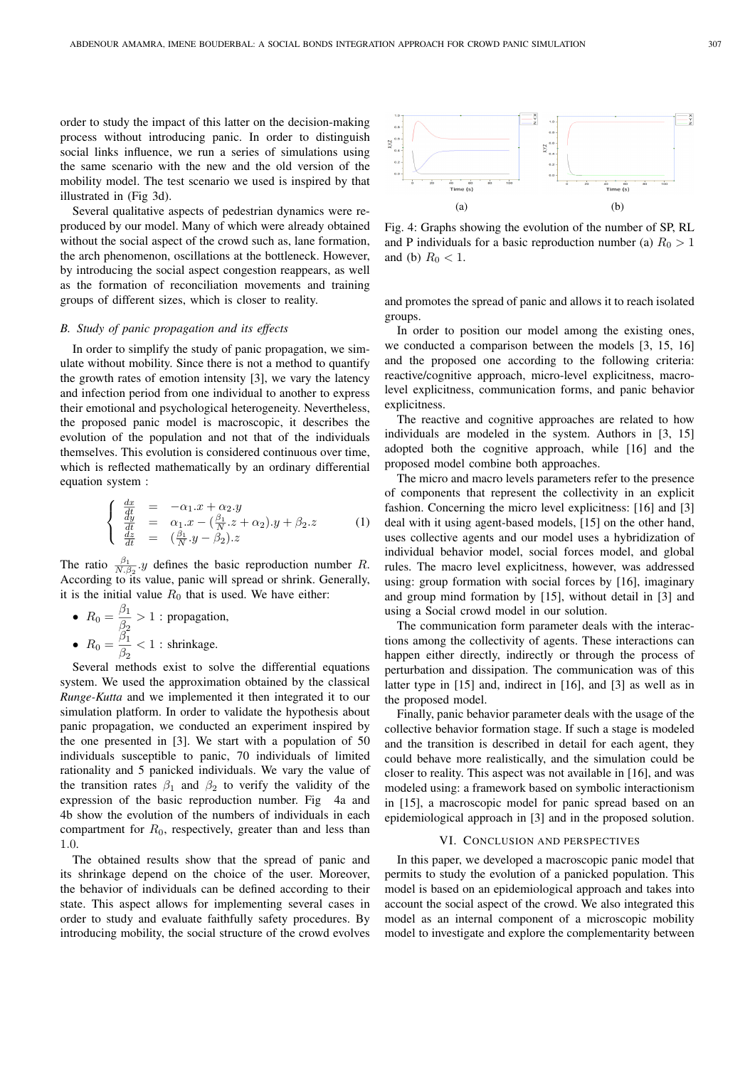order to study the impact of this latter on the decision-making process without introducing panic. In order to distinguish social links influence, we run a series of simulations using the same scenario with the new and the old version of the mobility model. The test scenario we used is inspired by that illustrated in (Fig 3d).

Several qualitative aspects of pedestrian dynamics were reproduced by our model. Many of which were already obtained without the social aspect of the crowd such as, lane formation, the arch phenomenon, oscillations at the bottleneck. However, by introducing the social aspect congestion reappears, as well as the formation of reconciliation movements and training groups of different sizes, which is closer to reality.

### B. Study of panic propagation and its effects

In order to simplify the study of panic propagation, we simulate without mobility. Since there is not a method to quantify the growth rates of emotion intensity [3], we vary the latency and infection period from one individual to another to express their emotional and psychological heterogeneity. Nevertheless, the proposed panic model is macroscopic, it describes the evolution of the population and not that of the individuals themselves. This evolution is considered continuous over time, which is reflected mathematically by an ordinary differential equation system :

$$\left\{ \begin{array}{lll} \frac{dx}{dt} & = & -\alpha_1.x + \alpha_2.y \\ \frac{dy}{dt} & = & \alpha_1.x - (\frac{\beta_1}{N}.z + \alpha_2).y + \beta_2.z \\ \frac{dz}{dt} & = & (\frac{\beta_1}{N}.y - \beta_2).z \end{array} \right. \quad (1)$$

The ratio $\frac{\beta_1}{N.\beta_2}.y$ defines the basic reproduction number $R$. According to its value, panic will spread or shrink. Generally, it is the initial value $R_0$ that is used. We have either:

- $R_0 = \dfrac{\beta_1}{\beta_2} > 1$ : propagation,
- $R_0 = \dfrac{\beta_1}{\beta_2} < 1$ : shrinkage.

Several methods exist to solve the differential equations system. We used the approximation obtained by the classical *Runge-Kutta* and we implemented it then integrated it to our simulation platform. In order to validate the hypothesis about panic propagation, we conducted an experiment inspired by the one presented in [3]. We start with a population of 50 individuals susceptible to panic, 70 individuals of limited rationality and 5 panicked individuals. We vary the value of the transition rates $\beta_1$ and $\beta_2$ to verify the validity of the expression of the basic reproduction number. Fig 4a and 4b show the evolution of the numbers of individuals in each compartment for $R_0$, respectively, greater than and less than 1.0.

The obtained results show that the spread of panic and its shrinkage depend on the choice of the user. Moreover, the behavior of individuals can be defined according to their state. This aspect allows for implementing several cases in order to study and evaluate faithfully safety procedures. By introducing mobility, the social structure of the crowd evolves and promotes the spread of panic and allows it to reach isolated groups.

(a) (b)

Fig. 4: Graphs showing the evolution of the number of SP, RL and P individuals for a basic reproduction number (a) $R_0 > 1$ and (b) $R_0 < 1$.

In order to position our model among the existing ones, we conducted a comparison between the models [3, 15, 16] and the proposed one according to the following criteria: reactive/cognitive approach, micro-level explicitness, macro-level explicitness, communication forms, and panic behavior explicitness.

The reactive and cognitive approaches are related to how individuals are modeled in the system. Authors in [3, 15] adopted both the cognitive approach, while [16] and the proposed model combine both approaches.

The micro and macro levels parameters refer to the presence of components that represent the collectivity in an explicit fashion. Concerning the micro level explicitness: [16] and [3] deal with it using agent-based models, [15] on the other hand, uses collective agents and our model uses a hybridization of individual behavior model, social forces model, and global rules. The macro level explicitness, however, was addressed using: group formation with social forces by [16], imaginary and group mind formation by [15], without detail in [3] and using a Social crowd model in our solution.

The communication form parameter deals with the interactions among the collectivity of agents. These interactions can happen either directly, indirectly or through the process of perturbation and dissipation. The communication was of this latter type in [15] and, indirect in [16], and [3] as well as in the proposed model.

Finally, panic behavior parameter deals with the usage of the collective behavior formation stage. If such a stage is modeled and the transition is described in detail for each agent, they could behave more realistically, and the simulation could be closer to reality. This aspect was not available in [16], and was modeled using: a framework based on symbolic interactionism in [15], a macroscopic model for panic spread based on an epidemiological approach in [3] and in the proposed solution.

## VI. Conclusion and perspectives

In this paper, we developed a macroscopic panic model that permits to study the evolution of a panicked population. This model is based on an epidemiological approach and takes into account the social aspect of the crowd. We also integrated this model as an internal component of a microscopic mobility model to investigate and explore the complementarity between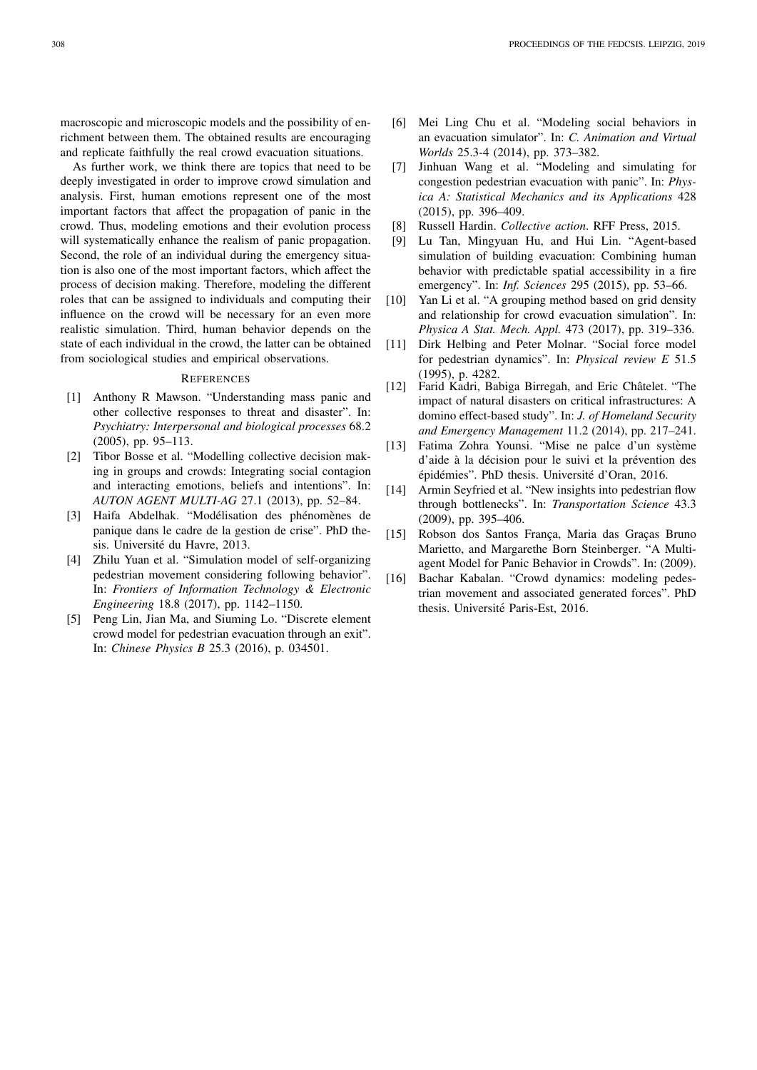macroscopic and microscopic models and the possibility of enrichment between them. The obtained results are encouraging and replicate faithfully the real crowd evacuation situations.

As further work, we think there are topics that need to be deeply investigated in order to improve crowd simulation and analysis. First, human emotions represent one of the most important factors that affect the propagation of panic in the crowd. Thus, modeling emotions and their evolution process will systematically enhance the realism of panic propagation. Second, the role of an individual during the emergency situation is also one of the most important factors, which affect the process of decision making. Therefore, modeling the different roles that can be assigned to individuals and computing their influence on the crowd will be necessary for an even more realistic simulation. Third, human behavior depends on the state of each individual in the crowd, the latter can be obtained from sociological studies and empirical observations.

## References

[1] Anthony R Mawson. "Understanding mass panic and other collective responses to threat and disaster". In: *Psychiatry: Interpersonal and biological processes* 68.2 (2005), pp. 95–113.

[2] Tibor Bosse et al. "Modelling collective decision making in groups and crowds: Integrating social contagion and interacting emotions, beliefs and intentions". In: *AUTON AGENT MULTI-AG* 27.1 (2013), pp. 52–84.

[3] Haifa Abdelhak. "Modélisation des phénomènes de panique dans le cadre de la gestion de crise". PhD thesis. Université du Havre, 2013.

[4] Zhilu Yuan et al. "Simulation model of self-organizing pedestrian movement considering following behavior". In: *Frontiers of Information Technology & Electronic Engineering* 18.8 (2017), pp. 1142–1150.

[5] Peng Lin, Jian Ma, and Siuming Lo. "Discrete element crowd model for pedestrian evacuation through an exit". In: *Chinese Physics B* 25.3 (2016), p. 034501.

[6] Mei Ling Chu et al. "Modeling social behaviors in an evacuation simulator". In: *C. Animation and Virtual Worlds* 25.3-4 (2014), pp. 373–382.

[7] Jinhuan Wang et al. "Modeling and simulating for congestion pedestrian evacuation with panic". In: *Physica A: Statistical Mechanics and its Applications* 428 (2015), pp. 396–409.

[8] Russell Hardin. *Collective action*. RFF Press, 2015.

[9] Lu Tan, Mingyuan Hu, and Hui Lin. "Agent-based simulation of building evacuation: Combining human behavior with predictable spatial accessibility in a fire emergency". In: *Inf. Sciences* 295 (2015), pp. 53–66.

[10] Yan Li et al. "A grouping method based on grid density and relationship for crowd evacuation simulation". In: *Physica A Stat. Mech. Appl.* 473 (2017), pp. 319–336.

[11] Dirk Helbing and Peter Molnar. "Social force model for pedestrian dynamics". In: *Physical review E* 51.5 (1995), p. 4282.

[12] Farid Kadri, Babiga Birregah, and Eric Châtelet. "The impact of natural disasters on critical infrastructures: A domino effect-based study". In: *J. of Homeland Security and Emergency Management* 11.2 (2014), pp. 217–241.

[13] Fatima Zohra Younsi. "Mise ne palce d'un système d'aide à la décision pour le suivi et la prévention des épidémies". PhD thesis. Université d'Oran, 2016.

[14] Armin Seyfried et al. "New insights into pedestrian flow through bottlenecks". In: *Transportation Science* 43.3 (2009), pp. 395–406.

[15] Robson dos Santos França, Maria das Graças Bruno Marietto, and Margarethe Born Steinberger. "A Multi-agent Model for Panic Behavior in Crowds". In: (2009).

[16] Bachar Kabalan. "Crowd dynamics: modeling pedestrian movement and associated generated forces". PhD thesis. Université Paris-Est, 2016.